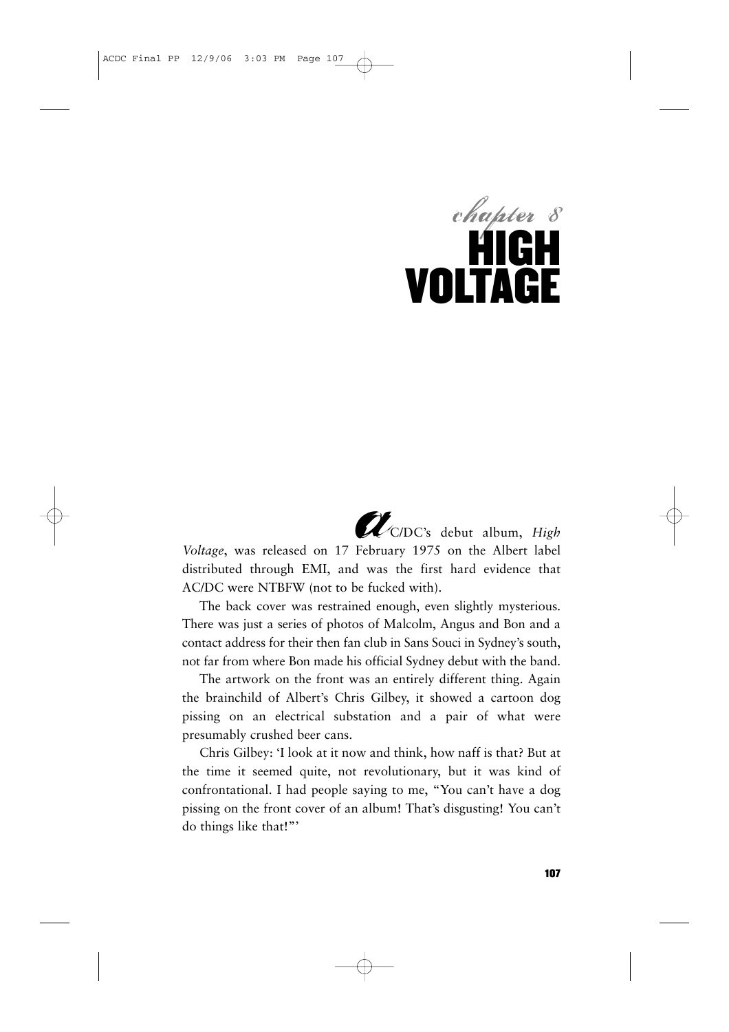# chapter 8
# HIGH VOLTAGE

AC/DC's debut album, *High Voltage*, was released on 17 February 1975 on the Albert label distributed through EMI, and was the first hard evidence that AC/DC were NTBFW (not to be fucked with).

The back cover was restrained enough, even slightly mysterious. There was just a series of photos of Malcolm, Angus and Bon and a contact address for their then fan club in Sans Souci in Sydney's south, not far from where Bon made his official Sydney debut with the band.

The artwork on the front was an entirely different thing. Again the brainchild of Albert's Chris Gilbey, it showed a cartoon dog pissing on an electrical substation and a pair of what were presumably crushed beer cans.

Chris Gilbey: 'I look at it now and think, how naff is that? But at the time it seemed quite, not revolutionary, but it was kind of confrontational. I had people saying to me, "You can't have a dog pissing on the front cover of an album! That's disgusting! You can't do things like that!"'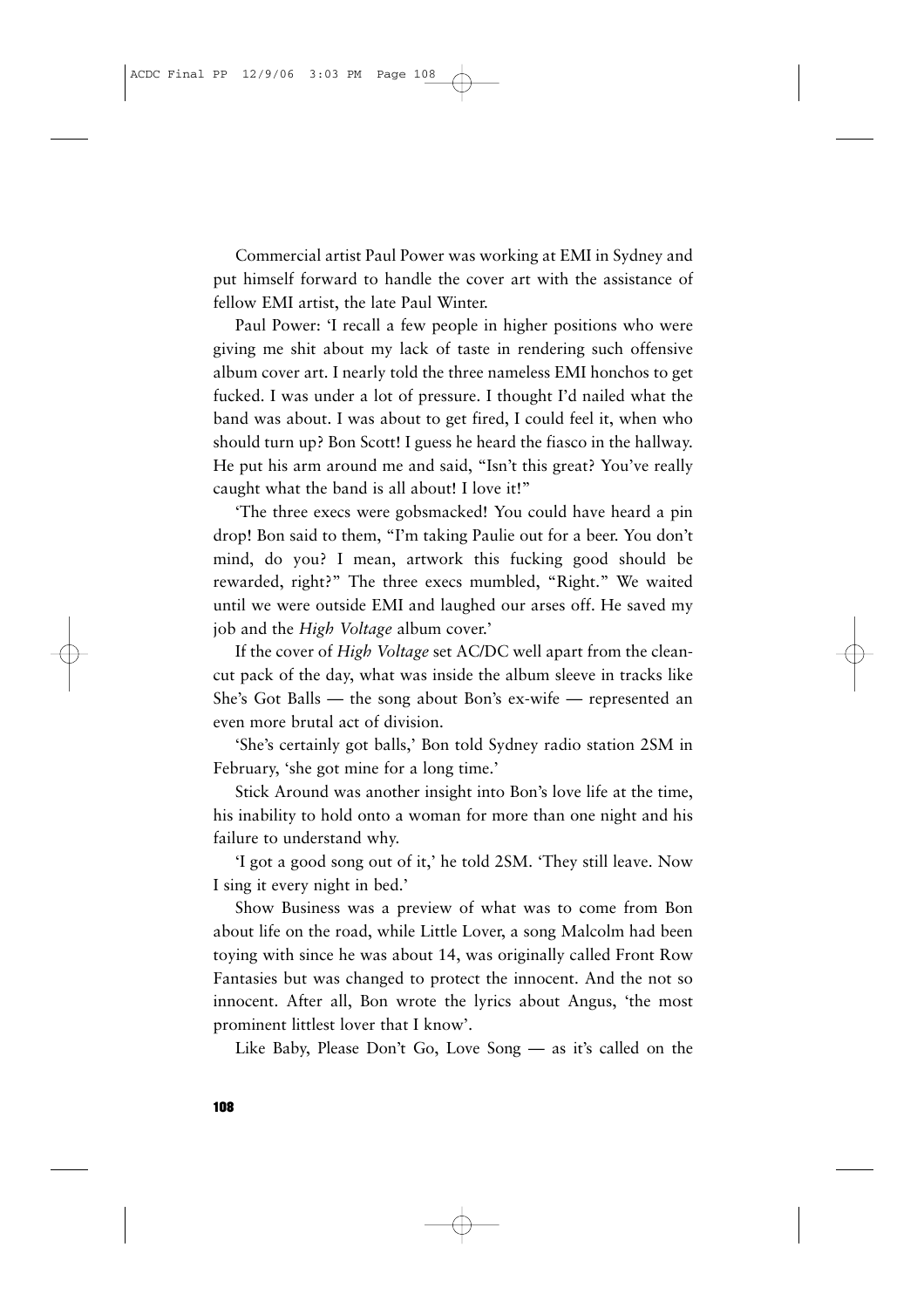Commercial artist Paul Power was working at EMI in Sydney and put himself forward to handle the cover art with the assistance of fellow EMI artist, the late Paul Winter.

Paul Power: 'I recall a few people in higher positions who were giving me shit about my lack of taste in rendering such offensive album cover art. I nearly told the three nameless EMI honchos to get fucked. I was under a lot of pressure. I thought I'd nailed what the band was about. I was about to get fired, I could feel it, when who should turn up? Bon Scott! I guess he heard the fiasco in the hallway. He put his arm around me and said, "Isn't this great? You've really caught what the band is all about! I love it!"

'The three execs were gobsmacked! You could have heard a pin drop! Bon said to them, "I'm taking Paulie out for a beer. You don't mind, do you? I mean, artwork this fucking good should be rewarded, right?" The three execs mumbled, "Right." We waited until we were outside EMI and laughed our arses off. He saved my job and the *High Voltage* album cover.'

If the cover of *High Voltage* set AC/DC well apart from the clean-cut pack of the day, what was inside the album sleeve in tracks like She's Got Balls — the song about Bon's ex-wife — represented an even more brutal act of division.

'She's certainly got balls,' Bon told Sydney radio station 2SM in February, 'she got mine for a long time.'

Stick Around was another insight into Bon's love life at the time, his inability to hold onto a woman for more than one night and his failure to understand why.

'I got a good song out of it,' he told 2SM. 'They still leave. Now I sing it every night in bed.'

Show Business was a preview of what was to come from Bon about life on the road, while Little Lover, a song Malcolm had been toying with since he was about 14, was originally called Front Row Fantasies but was changed to protect the innocent. And the not so innocent. After all, Bon wrote the lyrics about Angus, 'the most prominent littlest lover that I know'.

Like Baby, Please Don't Go, Love Song — as it's called on the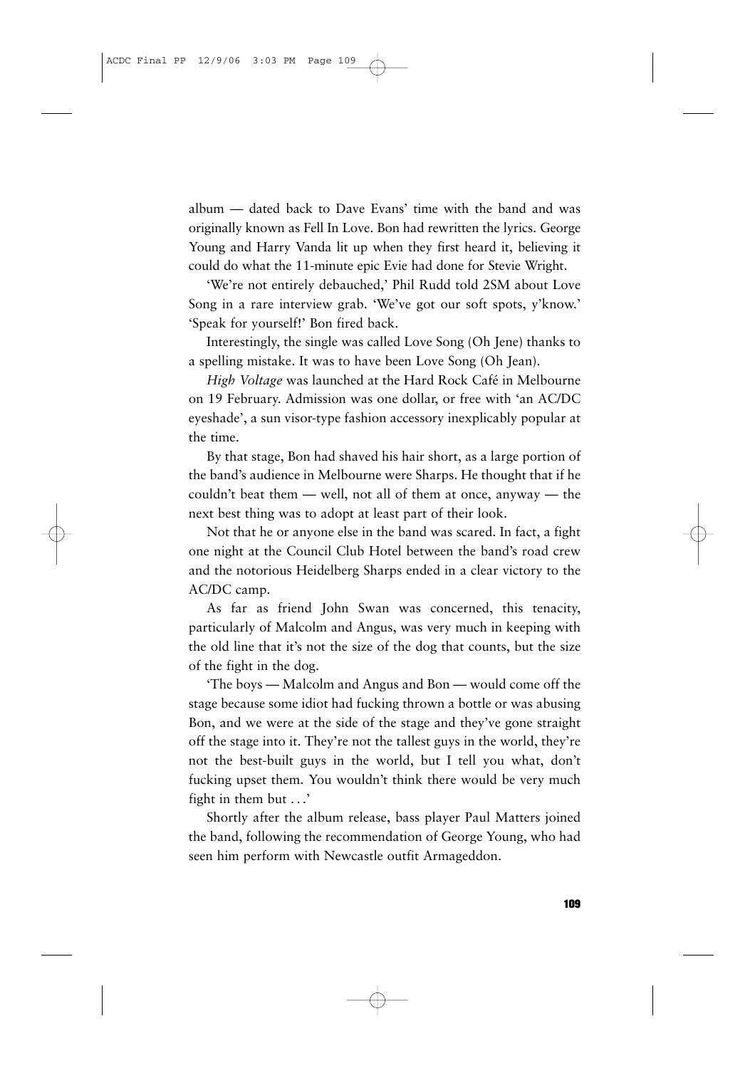album — dated back to Dave Evans' time with the band and was originally known as Fell In Love. Bon had rewritten the lyrics. George Young and Harry Vanda lit up when they first heard it, believing it could do what the 11-minute epic Evie had done for Stevie Wright.

'We're not entirely debauched,' Phil Rudd told 2SM about Love Song in a rare interview grab. 'We've got our soft spots, y'know.' 'Speak for yourself!' Bon fired back.

Interestingly, the single was called Love Song (Oh Jene) thanks to a spelling mistake. It was to have been Love Song (Oh Jean).

*High Voltage* was launched at the Hard Rock Café in Melbourne on 19 February. Admission was one dollar, or free with 'an AC/DC eyeshade', a sun visor-type fashion accessory inexplicably popular at the time.

By that stage, Bon had shaved his hair short, as a large portion of the band's audience in Melbourne were Sharps. He thought that if he couldn't beat them — well, not all of them at once, anyway — the next best thing was to adopt at least part of their look.

Not that he or anyone else in the band was scared. In fact, a fight one night at the Council Club Hotel between the band's road crew and the notorious Heidelberg Sharps ended in a clear victory to the AC/DC camp.

As far as friend John Swan was concerned, this tenacity, particularly of Malcolm and Angus, was very much in keeping with the old line that it's not the size of the dog that counts, but the size of the fight in the dog.

'The boys — Malcolm and Angus and Bon — would come off the stage because some idiot had fucking thrown a bottle or was abusing Bon, and we were at the side of the stage and they've gone straight off the stage into it. They're not the tallest guys in the world, they're not the best-built guys in the world, but I tell you what, don't fucking upset them. You wouldn't think there would be very much fight in them but . . .'

Shortly after the album release, bass player Paul Matters joined the band, following the recommendation of George Young, who had seen him perform with Newcastle outfit Armageddon.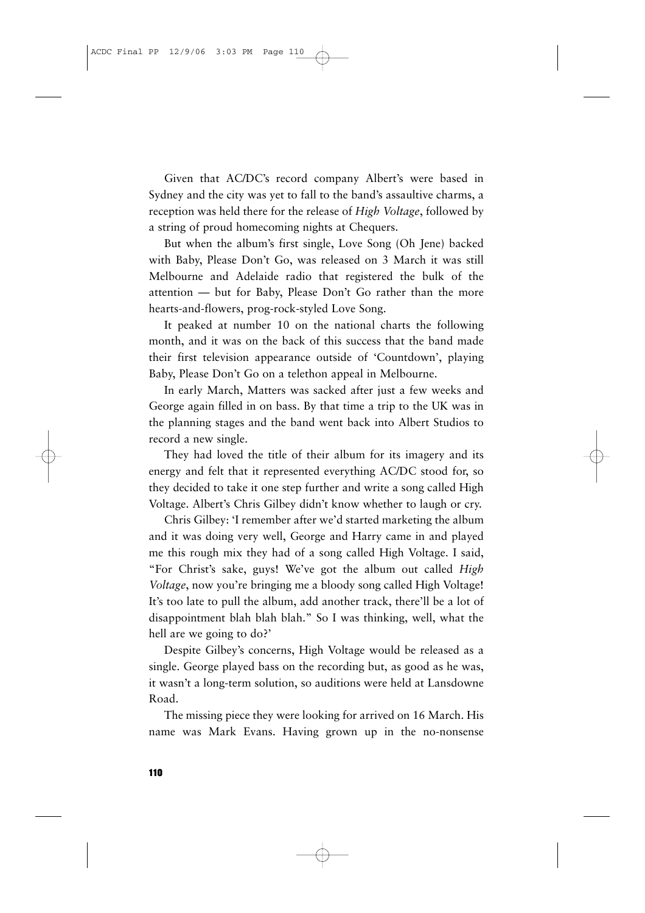Given that AC/DC's record company Albert's were based in Sydney and the city was yet to fall to the band's assaultive charms, a reception was held there for the release of *High Voltage*, followed by a string of proud homecoming nights at Chequers.

But when the album's first single, Love Song (Oh Jene) backed with Baby, Please Don't Go, was released on 3 March it was still Melbourne and Adelaide radio that registered the bulk of the attention — but for Baby, Please Don't Go rather than the more hearts-and-flowers, prog-rock-styled Love Song.

It peaked at number 10 on the national charts the following month, and it was on the back of this success that the band made their first television appearance outside of 'Countdown', playing Baby, Please Don't Go on a telethon appeal in Melbourne.

In early March, Matters was sacked after just a few weeks and George again filled in on bass. By that time a trip to the UK was in the planning stages and the band went back into Albert Studios to record a new single.

They had loved the title of their album for its imagery and its energy and felt that it represented everything AC/DC stood for, so they decided to take it one step further and write a song called High Voltage. Albert's Chris Gilbey didn't know whether to laugh or cry.

Chris Gilbey: 'I remember after we'd started marketing the album and it was doing very well, George and Harry came in and played me this rough mix they had of a song called High Voltage. I said, "For Christ's sake, guys! We've got the album out called *High Voltage*, now you're bringing me a bloody song called High Voltage! It's too late to pull the album, add another track, there'll be a lot of disappointment blah blah blah." So I was thinking, well, what the hell are we going to do?'

Despite Gilbey's concerns, High Voltage would be released as a single. George played bass on the recording but, as good as he was, it wasn't a long-term solution, so auditions were held at Lansdowne Road.

The missing piece they were looking for arrived on 16 March. His name was Mark Evans. Having grown up in the no-nonsense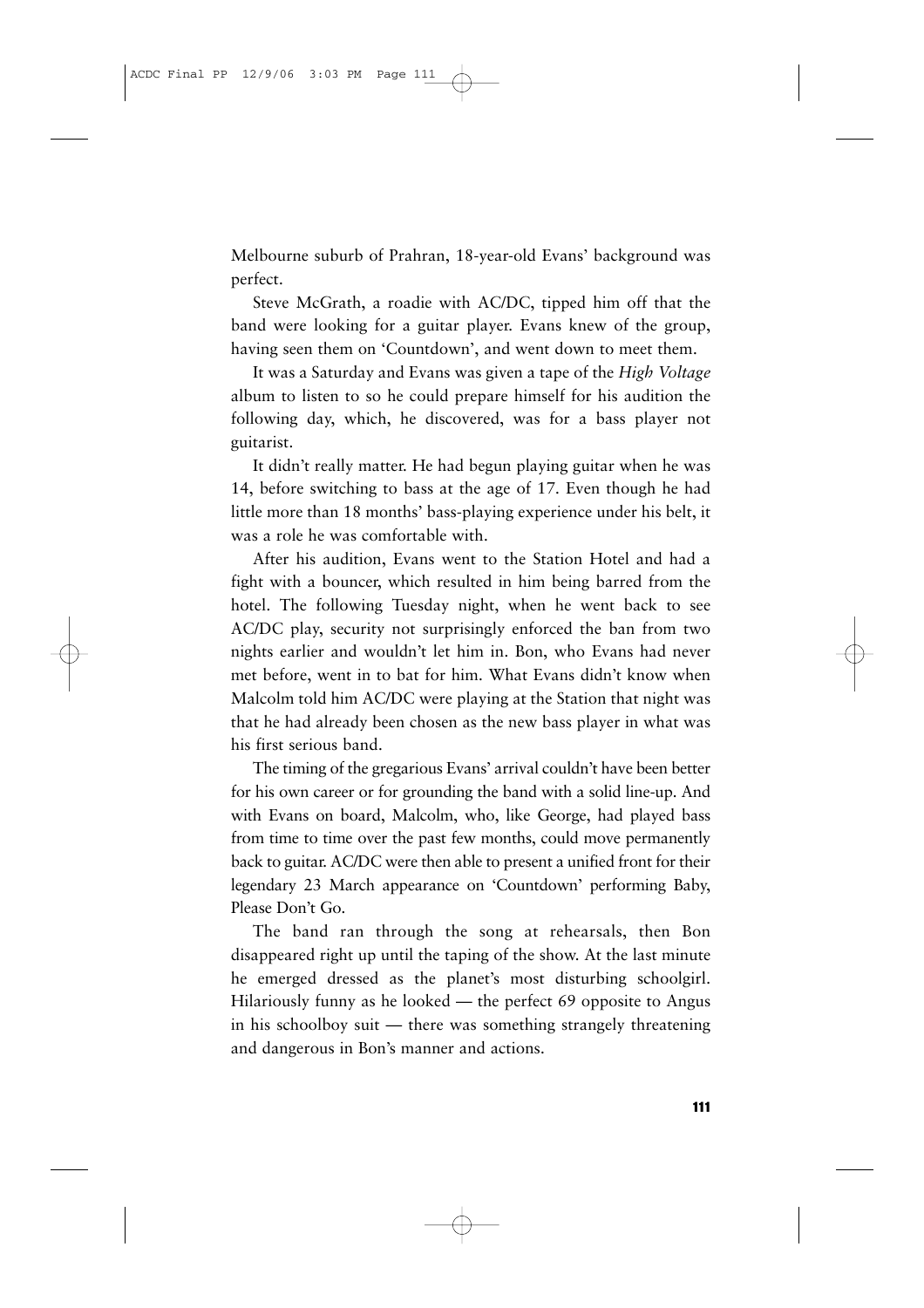Melbourne suburb of Prahran, 18-year-old Evans' background was perfect.

Steve McGrath, a roadie with AC/DC, tipped him off that the band were looking for a guitar player. Evans knew of the group, having seen them on 'Countdown', and went down to meet them.

It was a Saturday and Evans was given a tape of the *High Voltage* album to listen to so he could prepare himself for his audition the following day, which, he discovered, was for a bass player not guitarist.

It didn't really matter. He had begun playing guitar when he was 14, before switching to bass at the age of 17. Even though he had little more than 18 months' bass-playing experience under his belt, it was a role he was comfortable with.

After his audition, Evans went to the Station Hotel and had a fight with a bouncer, which resulted in him being barred from the hotel. The following Tuesday night, when he went back to see AC/DC play, security not surprisingly enforced the ban from two nights earlier and wouldn't let him in. Bon, who Evans had never met before, went in to bat for him. What Evans didn't know when Malcolm told him AC/DC were playing at the Station that night was that he had already been chosen as the new bass player in what was his first serious band.

The timing of the gregarious Evans' arrival couldn't have been better for his own career or for grounding the band with a solid line-up. And with Evans on board, Malcolm, who, like George, had played bass from time to time over the past few months, could move permanently back to guitar. AC/DC were then able to present a unified front for their legendary 23 March appearance on 'Countdown' performing Baby, Please Don't Go.

The band ran through the song at rehearsals, then Bon disappeared right up until the taping of the show. At the last minute he emerged dressed as the planet's most disturbing schoolgirl. Hilariously funny as he looked — the perfect 69 opposite to Angus in his schoolboy suit — there was something strangely threatening and dangerous in Bon's manner and actions.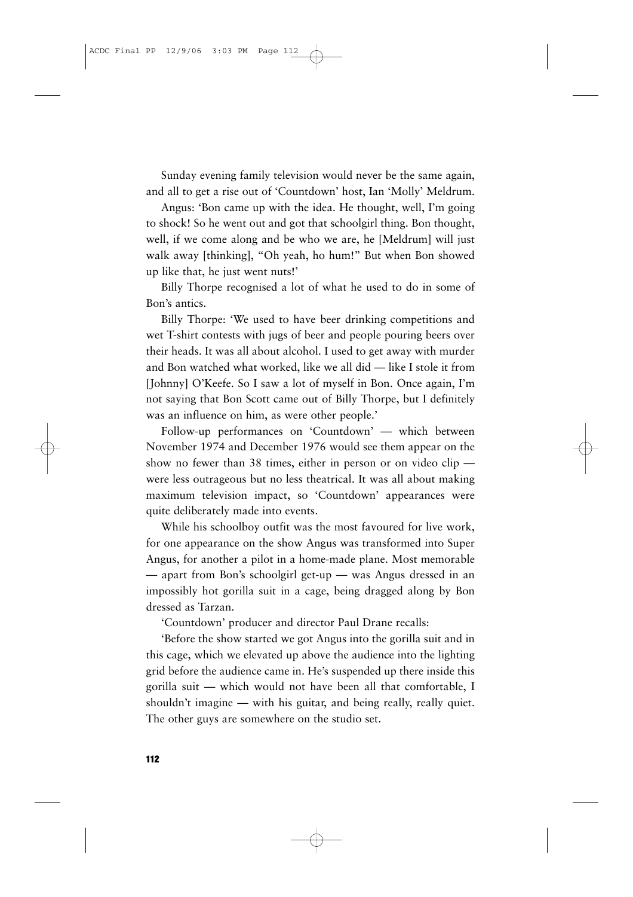Sunday evening family television would never be the same again, and all to get a rise out of 'Countdown' host, Ian 'Molly' Meldrum.

Angus: 'Bon came up with the idea. He thought, well, I'm going to shock! So he went out and got that schoolgirl thing. Bon thought, well, if we come along and be who we are, he [Meldrum] will just walk away [thinking], "Oh yeah, ho hum!" But when Bon showed up like that, he just went nuts!'

Billy Thorpe recognised a lot of what he used to do in some of Bon's antics.

Billy Thorpe: 'We used to have beer drinking competitions and wet T-shirt contests with jugs of beer and people pouring beers over their heads. It was all about alcohol. I used to get away with murder and Bon watched what worked, like we all did — like I stole it from [Johnny] O'Keefe. So I saw a lot of myself in Bon. Once again, I'm not saying that Bon Scott came out of Billy Thorpe, but I definitely was an influence on him, as were other people.'

Follow-up performances on 'Countdown' — which between November 1974 and December 1976 would see them appear on the show no fewer than 38 times, either in person or on video clip — were less outrageous but no less theatrical. It was all about making maximum television impact, so 'Countdown' appearances were quite deliberately made into events.

While his schoolboy outfit was the most favoured for live work, for one appearance on the show Angus was transformed into Super Angus, for another a pilot in a home-made plane. Most memorable — apart from Bon's schoolgirl get-up — was Angus dressed in an impossibly hot gorilla suit in a cage, being dragged along by Bon dressed as Tarzan.

'Countdown' producer and director Paul Drane recalls:

'Before the show started we got Angus into the gorilla suit and in this cage, which we elevated up above the audience into the lighting grid before the audience came in. He's suspended up there inside this gorilla suit — which would not have been all that comfortable, I shouldn't imagine — with his guitar, and being really, really quiet. The other guys are somewhere on the studio set.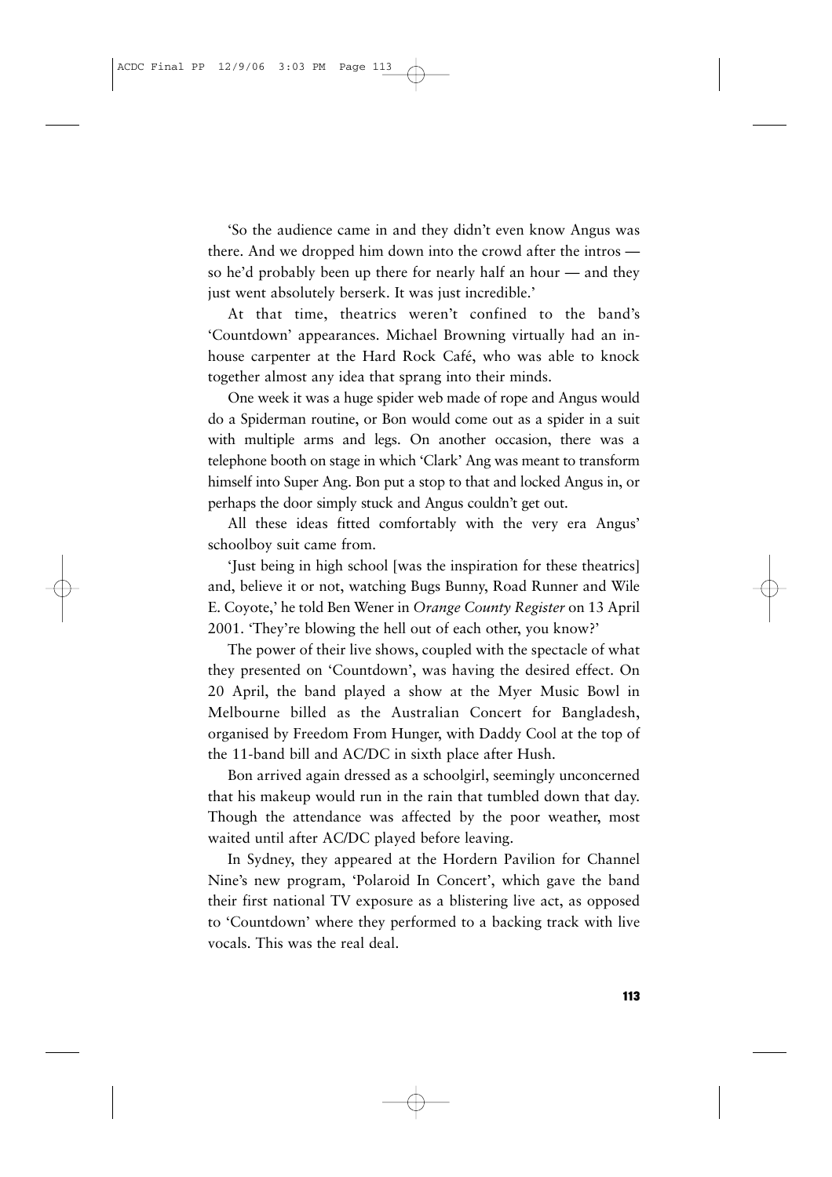'So the audience came in and they didn't even know Angus was there. And we dropped him down into the crowd after the intros — so he'd probably been up there for nearly half an hour — and they just went absolutely berserk. It was just incredible.'

At that time, theatrics weren't confined to the band's 'Countdown' appearances. Michael Browning virtually had an in-house carpenter at the Hard Rock Café, who was able to knock together almost any idea that sprang into their minds.

One week it was a huge spider web made of rope and Angus would do a Spiderman routine, or Bon would come out as a spider in a suit with multiple arms and legs. On another occasion, there was a telephone booth on stage in which 'Clark' Ang was meant to transform himself into Super Ang. Bon put a stop to that and locked Angus in, or perhaps the door simply stuck and Angus couldn't get out.

All these ideas fitted comfortably with the very era Angus' schoolboy suit came from.

'Just being in high school [was the inspiration for these theatrics] and, believe it or not, watching Bugs Bunny, Road Runner and Wile E. Coyote,' he told Ben Wener in *Orange County Register* on 13 April 2001. 'They're blowing the hell out of each other, you know?'

The power of their live shows, coupled with the spectacle of what they presented on 'Countdown', was having the desired effect. On 20 April, the band played a show at the Myer Music Bowl in Melbourne billed as the Australian Concert for Bangladesh, organised by Freedom From Hunger, with Daddy Cool at the top of the 11-band bill and AC/DC in sixth place after Hush.

Bon arrived again dressed as a schoolgirl, seemingly unconcerned that his makeup would run in the rain that tumbled down that day. Though the attendance was affected by the poor weather, most waited until after AC/DC played before leaving.

In Sydney, they appeared at the Hordern Pavilion for Channel Nine's new program, 'Polaroid In Concert', which gave the band their first national TV exposure as a blistering live act, as opposed to 'Countdown' where they performed to a backing track with live vocals. This was the real deal.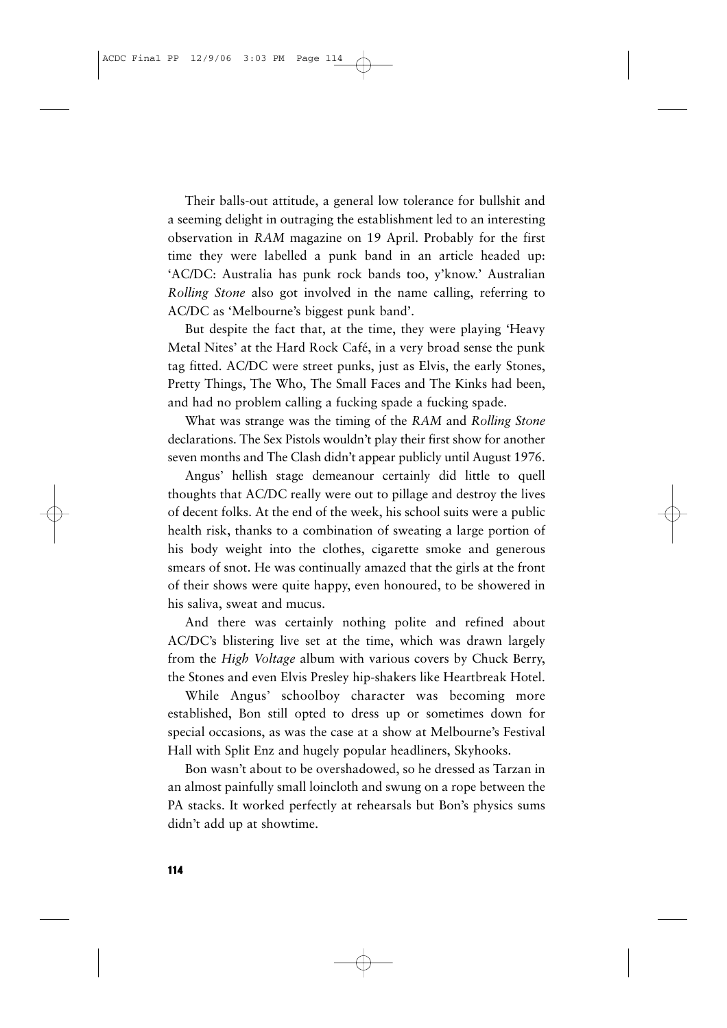Their balls-out attitude, a general low tolerance for bullshit and a seeming delight in outraging the establishment led to an interesting observation in *RAM* magazine on 19 April. Probably for the first time they were labelled a punk band in an article headed up: 'AC/DC: Australia has punk rock bands too, y'know.' Australian *Rolling Stone* also got involved in the name calling, referring to AC/DC as 'Melbourne's biggest punk band'.

But despite the fact that, at the time, they were playing 'Heavy Metal Nites' at the Hard Rock Café, in a very broad sense the punk tag fitted. AC/DC were street punks, just as Elvis, the early Stones, Pretty Things, The Who, The Small Faces and The Kinks had been, and had no problem calling a fucking spade a fucking spade.

What was strange was the timing of the *RAM* and *Rolling Stone* declarations. The Sex Pistols wouldn't play their first show for another seven months and The Clash didn't appear publicly until August 1976.

Angus' hellish stage demeanour certainly did little to quell thoughts that AC/DC really were out to pillage and destroy the lives of decent folks. At the end of the week, his school suits were a public health risk, thanks to a combination of sweating a large portion of his body weight into the clothes, cigarette smoke and generous smears of snot. He was continually amazed that the girls at the front of their shows were quite happy, even honoured, to be showered in his saliva, sweat and mucus.

And there was certainly nothing polite and refined about AC/DC's blistering live set at the time, which was drawn largely from the *High Voltage* album with various covers by Chuck Berry, the Stones and even Elvis Presley hip-shakers like Heartbreak Hotel.

While Angus' schoolboy character was becoming more established, Bon still opted to dress up or sometimes down for special occasions, as was the case at a show at Melbourne's Festival Hall with Split Enz and hugely popular headliners, Skyhooks.

Bon wasn't about to be overshadowed, so he dressed as Tarzan in an almost painfully small loincloth and swung on a rope between the PA stacks. It worked perfectly at rehearsals but Bon's physics sums didn't add up at showtime.